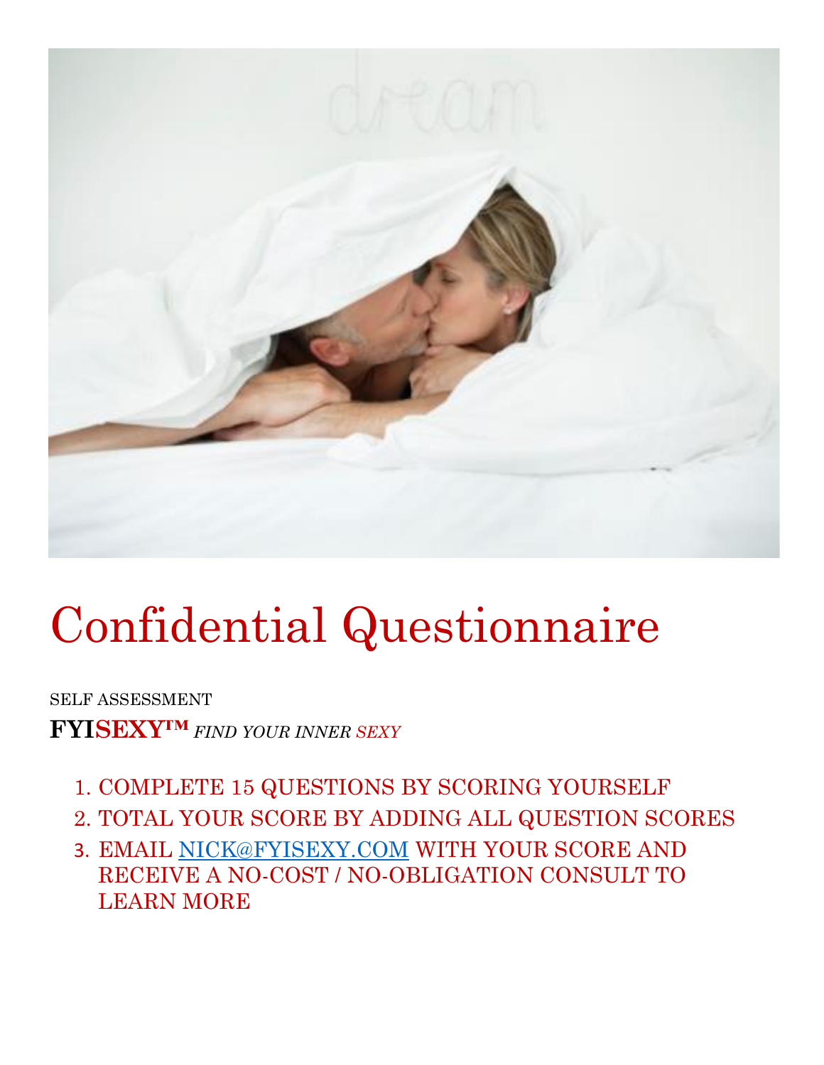# Confidential Questionnaire

SELF ASSESSMENT

**FYISEXY™** *FIND YOUR INNER SEXY*

1. COMPLETE 15 QUESTIONS BY SCORING YOURSELF
2. TOTAL YOUR SCORE BY ADDING ALL QUESTION SCORES
3. EMAIL NICK@FYISEXY.COM WITH YOUR SCORE AND RECEIVE A NO-COST / NO-OBLIGATION CONSULT TO LEARN MORE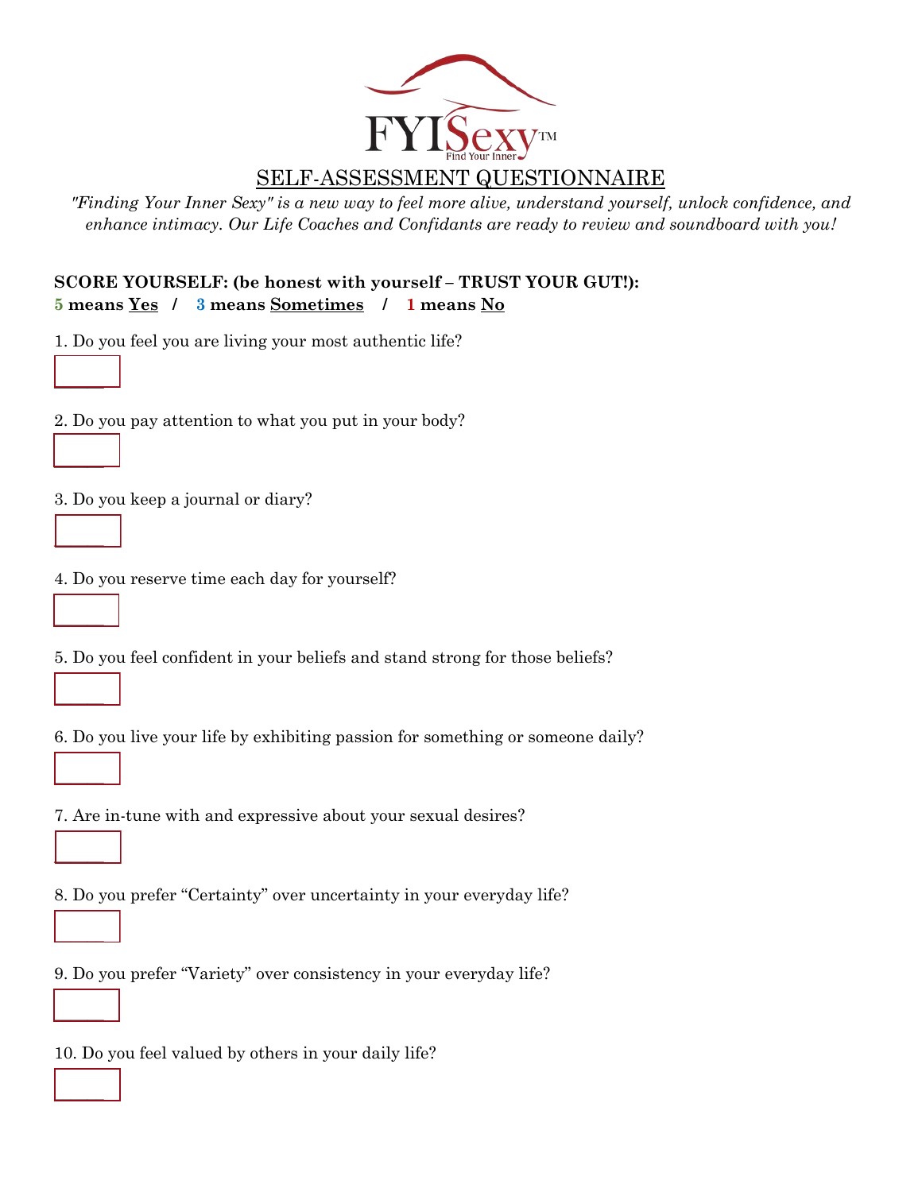FYISexy™
Find Your Inner

# SELF-ASSESSMENT QUESTIONNAIRE

*"Finding Your Inner Sexy" is a new way to feel more alive, understand yourself, unlock confidence, and enhance intimacy. Our Life Coaches and Confidants are ready to review and soundboard with you!*

**SCORE YOURSELF: (be honest with yourself – TRUST YOUR GUT!):**
**5 means Yes / 3 means Sometimes / 1 means No**

1. Do you feel you are living your most authentic life?

______

2. Do you pay attention to what you put in your body?

______

3. Do you keep a journal or diary?

______

4. Do you reserve time each day for yourself?

______

5. Do you feel confident in your beliefs and stand strong for those beliefs?

______

6. Do you live your life by exhibiting passion for something or someone daily?

______

7. Are in-tune with and expressive about your sexual desires?

______

8. Do you prefer "Certainty" over uncertainty in your everyday life?

______

9. Do you prefer "Variety" over consistency in your everyday life?

______

10. Do you feel valued by others in your daily life?

______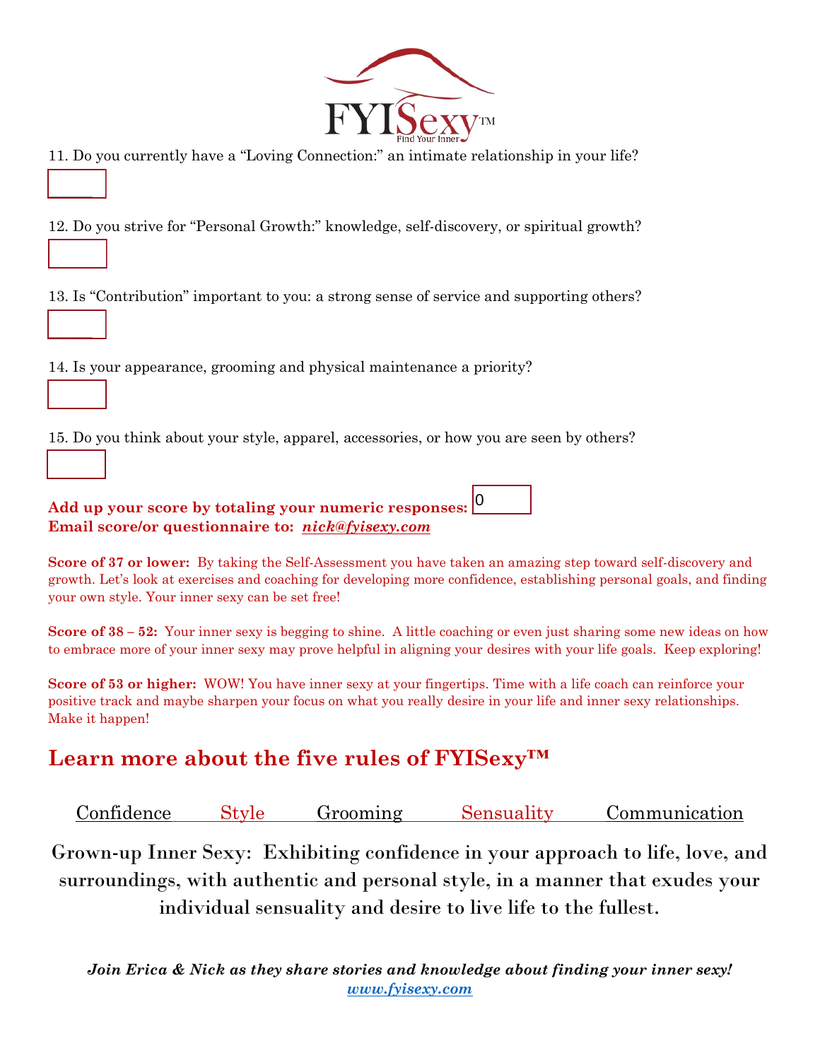FYISexy™

Find Your Inner

11. Do you currently have a "Loving Connection:" an intimate relationship in your life?

12. Do you strive for "Personal Growth:" knowledge, self-discovery, or spiritual growth?

13. Is "Contribution" important to you: a strong sense of service and supporting others?

14. Is your appearance, grooming and physical maintenance a priority?

15. Do you think about your style, apparel, accessories, or how you are seen by others?

**Add up your score by totaling your numeric responses:** 0

**Email score/or questionnaire to:** ***nick@fyisexy.com***

**Score of 37 or lower:** By taking the Self-Assessment you have taken an amazing step toward self-discovery and growth. Let's look at exercises and coaching for developing more confidence, establishing personal goals, and finding your own style. Your inner sexy can be set free!

**Score of 38 – 52:** Your inner sexy is begging to shine. A little coaching or even just sharing some new ideas on how to embrace more of your inner sexy may prove helpful in aligning your desires with your life goals. Keep exploring!

**Score of 53 or higher:** WOW! You have inner sexy at your fingertips. Time with a life coach can reinforce your positive track and maybe sharpen your focus on what you really desire in your life and inner sexy relationships. Make it happen!

## Learn more about the five rules of FYISexy™

Confidence Style Grooming Sensuality Communication

Grown-up Inner Sexy: Exhibiting confidence in your approach to life, love, and surroundings, with authentic and personal style, in a manner that exudes your individual sensuality and desire to live life to the fullest.

***Join Erica & Nick as they share stories and knowledge about finding your inner sexy!***
***www.fyisexy.com***